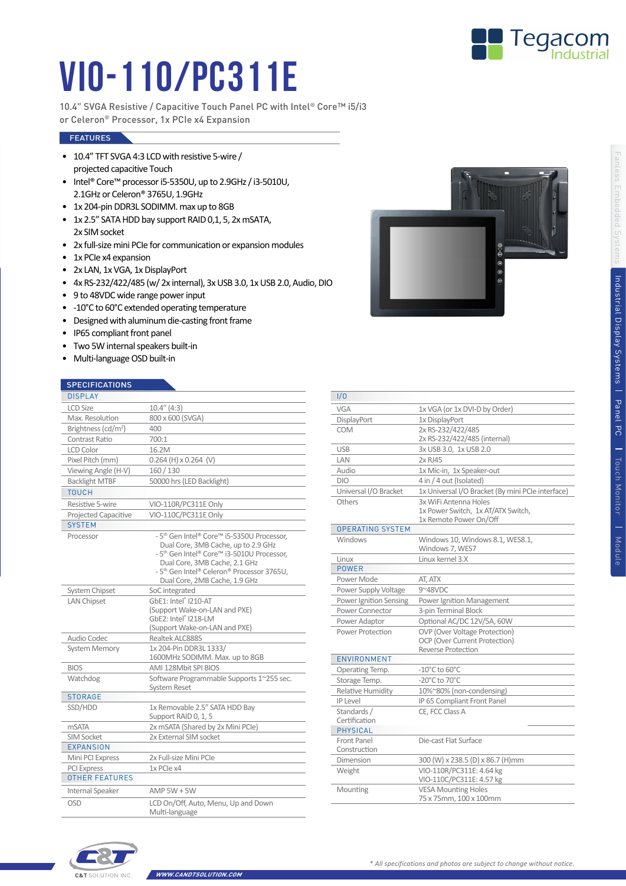# VIO-110/PC311E

10.4" SVGA Resistive / Capacitive Touch Panel PC with Intel® Core™ i5/i3 or Celeron® Processor, 1x PCIe x4 Expansion

## FEATURES

- 10.4" TFT SVGA 4:3 LCD with resistive 5-wire / projected capacitive Touch
- Intel® Core™ processor i5-5350U, up to 2.9GHz / i3-5010U, 2.1GHz or Celeron® 3765U, 1.9GHz
- 1x 204-pin DDR3L SODIMM. max up to 8GB
- 1x 2.5" SATA HDD bay support RAID 0,1, 5, 2x mSATA, 2x SIM socket
- 2x full-size mini PCIe for communication or expansion modules
- 1x PCIe x4 expansion
- 2x LAN, 1x VGA, 1x DisplayPort
- 4x RS-232/422/485 (w/ 2x internal), 3x USB 3.0, 1x USB 2.0, Audio, DIO
- 9 to 48VDC wide range power input
- -10°C to 60°C extended operating temperature
- Designed with aluminum die-casting front frame
- IP65 compliant front panel
- Two 5W internal speakers built-in
- Multi-language OSD built-in

## SPECIFICATIONS

| DISPLAY | |
|---|---|
| LCD Size | 10.4" (4:3) |
| Max. Resolution | 800 x 600 (SVGA) |
| Brightness (cd/m²) | 400 |
| Contrast Ratio | 700:1 |
| LCD Color | 16.2M |
| Pixel Pitch (mm) | 0.264 (H) x 0.264 (V) |
| Viewing Angle (H-V) | 160 / 130 |
| Backlight MTBF | 50000 hrs (LED Backlight) |
| **TOUCH** | |
| Resistive 5-wire | VIO-110R/PC311E Only |
| Projected Capacitive | VIO-110C/PC311E Only |
| **SYSTEM** | |
| Processor | - 5th Gen Intel® Core™ i5-5350U Processor, Dual Core, 3MB Cache, up to 2.9 GHz<br>- 5th Gen Intel® Core™ i3-5010U Processor, Dual Core, 3MB Cache, 2.1 GHz<br>- 5th Gen Intel® Celeron® Processor 3765U, Dual Core, 2MB Cache, 1.9 GHz |
| System Chipset | SoC integrated |
| LAN Chipset | GbE1: Intel® I210-AT (Support Wake-on-LAN and PXE)<br>GbE2: Intel® I218-LM (Support Wake-on-LAN and PXE) |
| Audio Codec | Realtek ALC888S |
| System Memory | 1x 204-Pin DDR3L 1333/ 1600MHz SODIMM. Max. up to 8GB |
| BIOS | AMI 128Mbit SPI BIOS |
| Watchdog | Software Programmable Supports 1~255 sec. System Reset |
| **STORAGE** | |
| SSD/HDD | 1x Removable 2.5" SATA HDD Bay Support RAID 0, 1, 5 |
| mSATA | 2x mSATA (Shared by 2x Mini PCIe) |
| SIM Socket | 2x External SIM socket |
| **EXPANSION** | |
| Mini PCI Express | 2x Full-size Mini PCIe |
| PCI Express | 1x PCIe x4 |
| **OTHER FEATURES** | |
| Internal Speaker | AMP 5W + 5W |
| OSD | LCD On/Off, Auto, Menu, Up and Down<br>Multi-language |

| I/O | |
|---|---|
| VGA | 1x VGA (or 1x DVI-D by Order) |
| DisplayPort | 1x DisplayPort |
| COM | 2x RS-232/422/485<br>2x RS-232/422/485 (internal) |
| USB | 3x USB 3.0, 1x USB 2.0 |
| LAN | 2x RJ45 |
| Audio | 1x Mic-in, 1x Speaker-out |
| DIO | 4 in / 4 out (Isolated) |
| Universal I/O Bracket | 1x Universal I/O Bracket (By mini PCIe interface) |
| Others | 3x WiFi Antenna Holes<br>1x Power Switch, 1x AT/ATX Switch,<br>1x Remote Power On/Off |
| **OPERATING SYSTEM** | |
| Windows | Windows 10, Windows 8.1, WES8.1, Windows 7, WES7 |
| Linux | Linux kernel 3.X |
| **POWER** | |
| Power Mode | AT, ATX |
| Power Supply Voltage | 9~48VDC |
| Power Ignition Sensing | Power Ignition Management |
| Power Connector | 3-pin Terminal Block |
| Power Adaptor | Optional AC/DC 12V/5A, 60W |
| Power Protection | OVP (Over Voltage Protection)<br>OCP (Over Current Protection)<br>Reverse Protection |
| **ENVIRONMENT** | |
| Operating Temp. | -10°C to 60°C |
| Storage Temp. | -20°C to 70°C |
| Relative Humidity | 10%~80% (non-condensing) |
| IP Level | IP 65 Compliant Front Panel |
| Standards / Certification | CE, FCC Class A |
| **PHYSICAL** | |
| Front Panel Construction | Die-cast Flat Surface |
| Dimension | 300 (W) x 238.5 (D) x 86.7 (H)mm |
| Weight | VIO-110R/PC311E: 4.64 kg<br>VIO-110C/PC311E: 4.57 kg |
| Mounting | VESA Mounting Holes<br>75 x 75mm, 100 x 100mm |

*\* All specifications and photos are subject to change without notice.*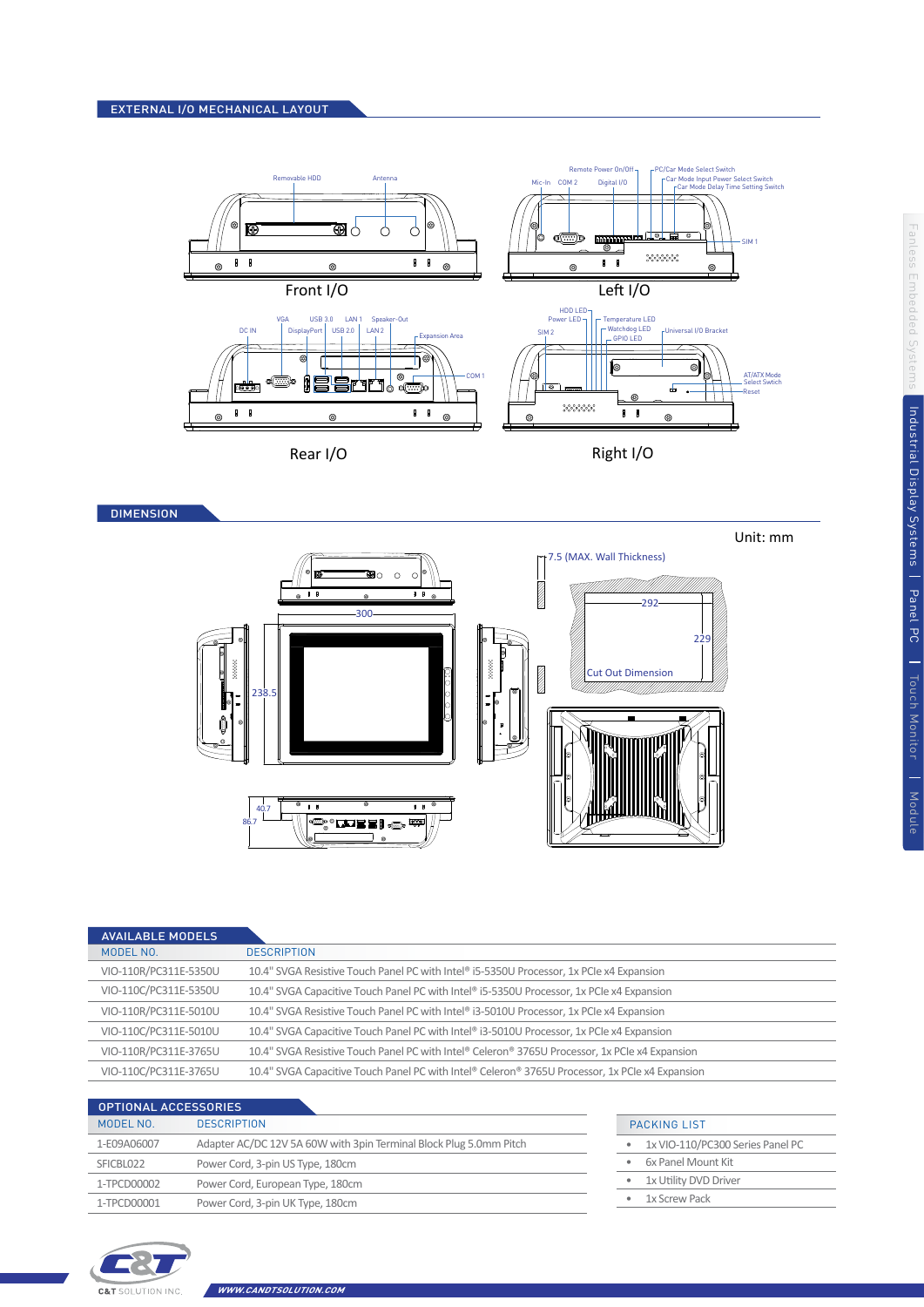## EXTERNAL I/O MECHANICAL LAYOUT

Removable HDD
Antenna

Front I/O

Remote Power On/Off
PC/Car Mode Select Switch
Car Mode Input Power Select Switch
Car Mode Delay Time Setting Switch
Mic-In
COM 2
Digital I/O
SIM 1

Left I/O

DC IN
VGA
DisplayPort
USB 3.0
USB 2.0
LAN 1
LAN 2
Speaker-Out
Expansion Area
COM 1

Rear I/O

HDD LED
Power LED
Temperature LED
Watchdog LED
GPIO LED
SIM 2
Universal I/O Bracket
AT/ATX Mode Select Switch
Reset

Right I/O

## DIMENSION

Unit: mm

7.5 (MAX. Wall Thickness)
292
229
Cut Out Dimension
300
238.5
40.7
86.7

## AVAILABLE MODELS

| MODEL NO. | DESCRIPTION |
|---|---|
| VIO-110R/PC311E-5350U | 10.4" SVGA Resistive Touch Panel PC with Intel® i5-5350U Processor, 1x PCIe x4 Expansion |
| VIO-110C/PC311E-5350U | 10.4" SVGA Capacitive Touch Panel PC with Intel® i5-5350U Processor, 1x PCIe x4 Expansion |
| VIO-110R/PC311E-5010U | 10.4" SVGA Resistive Touch Panel PC with Intel® i3-5010U Processor, 1x PCIe x4 Expansion |
| VIO-110C/PC311E-5010U | 10.4" SVGA Capacitive Touch Panel PC with Intel® i3-5010U Processor, 1x PCIe x4 Expansion |
| VIO-110R/PC311E-3765U | 10.4" SVGA Resistive Touch Panel PC with Intel® Celeron® 3765U Processor, 1x PCIe x4 Expansion |
| VIO-110C/PC311E-3765U | 10.4" SVGA Capacitive Touch Panel PC with Intel® Celeron® 3765U Processor, 1x PCIe x4 Expansion |

## OPTIONAL ACCESSORIES

| MODEL NO. | DESCRIPTION |
|---|---|
| 1-E09A06007 | Adapter AC/DC 12V 5A 60W with 3pin Terminal Block Plug 5.0mm Pitch |
| SFICBL022 | Power Cord, 3-pin US Type, 180cm |
| 1-TPCD00002 | Power Cord, European Type, 180cm |
| 1-TPCD00001 | Power Cord, 3-pin UK Type, 180cm |

## PACKING LIST

- 1x VIO-110/PC300 Series Panel PC
- 6x Panel Mount Kit
- 1x Utility DVD Driver
- 1x Screw Pack

C&T SOLUTION INC.

WWW.CANDTSOLUTION.COM